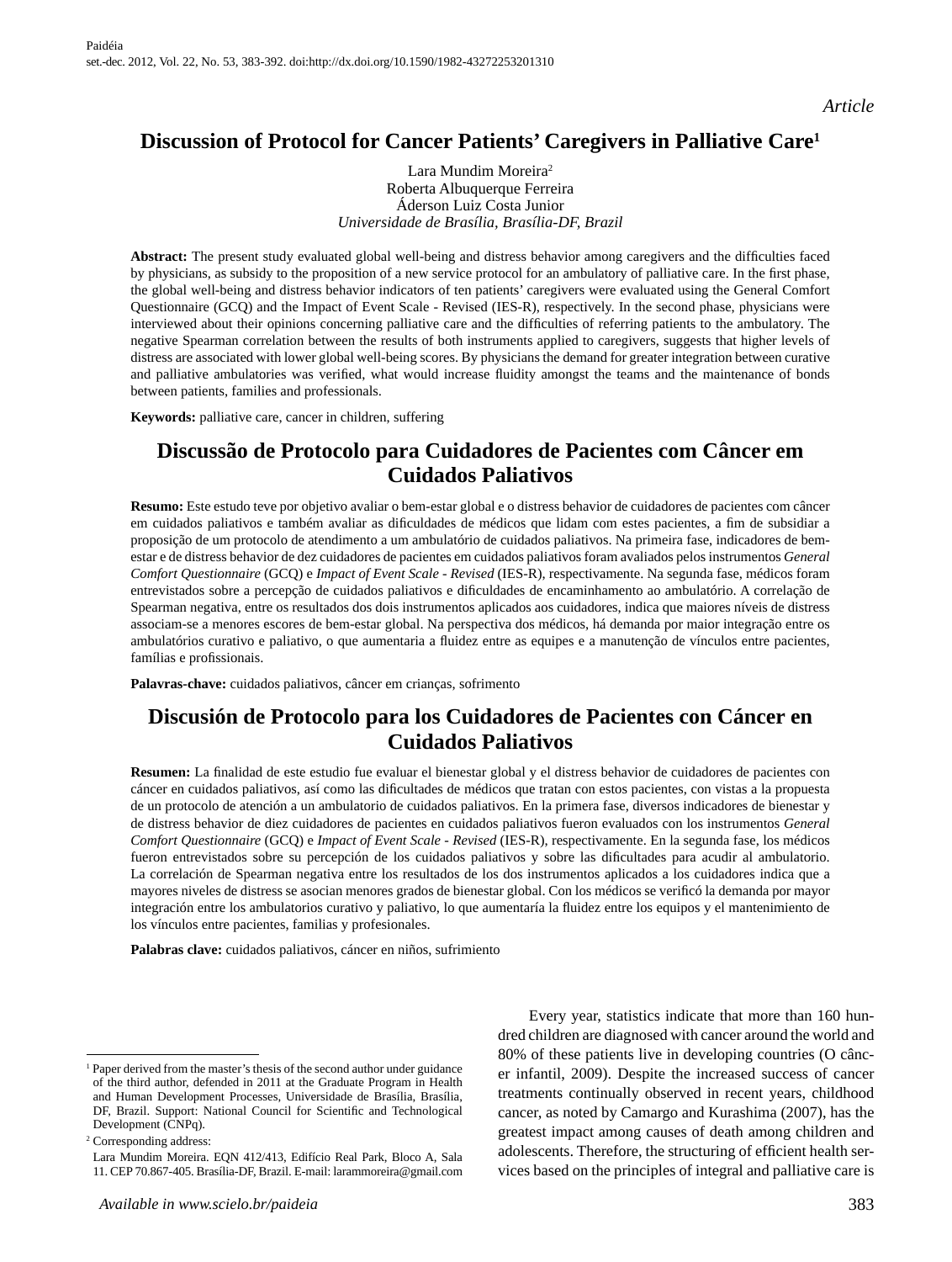*Article*

# Discussion of Protocol for Cancer Patients' Caregivers in Palliative Care[1]

Lara Mundim Moreira[2]
Roberta Albuquerque Ferreira
Áderson Luiz Costa Junior
*Universidade de Brasília, Brasília-DF, Brazil*

**Abstract:** The present study evaluated global well-being and distress behavior among caregivers and the difficulties faced by physicians, as subsidy to the proposition of a new service protocol for an ambulatory of palliative care. In the first phase, the global well-being and distress behavior indicators of ten patients' caregivers were evaluated using the General Comfort Questionnaire (GCQ) and the Impact of Event Scale - Revised (IES-R), respectively. In the second phase, physicians were interviewed about their opinions concerning palliative care and the difficulties of referring patients to the ambulatory. The negative Spearman correlation between the results of both instruments applied to caregivers, suggests that higher levels of distress are associated with lower global well-being scores. By physicians the demand for greater integration between curative and palliative ambulatories was verified, what would increase fluidity amongst the teams and the maintenance of bonds between patients, families and professionals.

**Keywords:** palliative care, cancer in children, suffering

# Discussão de Protocolo para Cuidadores de Pacientes com Câncer em Cuidados Paliativos

**Resumo:** Este estudo teve por objetivo avaliar o bem-estar global e o distress behavior de cuidadores de pacientes com câncer em cuidados paliativos e também avaliar as dificuldades de médicos que lidam com estes pacientes, a fim de subsidiar a proposição de um protocolo de atendimento a um ambulatório de cuidados paliativos. Na primeira fase, indicadores de bem-estar e de distress behavior de dez cuidadores de pacientes em cuidados paliativos foram avaliados pelos instrumentos *General Comfort Questionnaire* (GCQ) e *Impact of Event Scale - Revised* (IES-R), respectivamente. Na segunda fase, médicos foram entrevistados sobre a percepção de cuidados paliativos e dificuldades de encaminhamento ao ambulatório. A correlação de Spearman negativa, entre os resultados dos dois instrumentos aplicados aos cuidadores, indica que maiores níveis de distress associam-se a menores escores de bem-estar global. Na perspectiva dos médicos, há demanda por maior integração entre os ambulatórios curativo e paliativo, o que aumentaria a fluidez entre as equipes e a manutenção de vínculos entre pacientes, famílias e profissionais.

**Palavras-chave:** cuidados paliativos, câncer em crianças, sofrimento

# Discusión de Protocolo para los Cuidadores de Pacientes con Cáncer en Cuidados Paliativos

**Resumen:** La finalidad de este estudio fue evaluar el bienestar global y el distress behavior de cuidadores de pacientes con cáncer en cuidados paliativos, así como las dificultades de médicos que tratan con estos pacientes, con vistas a la propuesta de un protocolo de atención a un ambulatorio de cuidados paliativos. En la primera fase, diversos indicadores de bienestar y de distress behavior de diez cuidadores de pacientes en cuidados paliativos fueron evaluados con los instrumentos *General Comfort Questionnaire* (GCQ) e *Impact of Event Scale - Revised* (IES-R), respectivamente. En la segunda fase, los médicos fueron entrevistados sobre su percepción de los cuidados paliativos y sobre las dificultades para acudir al ambulatorio. La correlación de Spearman negativa entre los resultados de los dos instrumentos aplicados a los cuidadores indica que a mayores niveles de distress se asocian menores grados de bienestar global. Con los médicos se verificó la demanda por mayor integración entre los ambulatorios curativo y paliativo, lo que aumentaría la fluidez entre los equipos y el mantenimiento de los vínculos entre pacientes, familias y profesionales.

**Palabras clave:** cuidados paliativos, cáncer en niños, sufrimiento

Every year, statistics indicate that more than 160 hundred children are diagnosed with cancer around the world and 80% of these patients live in developing countries (O câncer infantil, 2009). Despite the increased success of cancer treatments continually observed in recent years, childhood cancer, as noted by Camargo and Kurashima (2007), has the greatest impact among causes of death among children and adolescents. Therefore, the structuring of efficient health services based on the principles of integral and palliative care is

---

[1] Paper derived from the master's thesis of the second author under guidance of the third author, defended in 2011 at the Graduate Program in Health and Human Development Processes, Universidade de Brasília, Brasília, DF, Brazil. Support: National Council for Scientific and Technological Development (CNPq).

[2] Corresponding address:
Lara Mundim Moreira. EQN 412/413, Edifício Real Park, Bloco A, Sala 11. CEP 70.867-405. Brasília-DF, Brazil. E-mail: larammoreira@gmail.com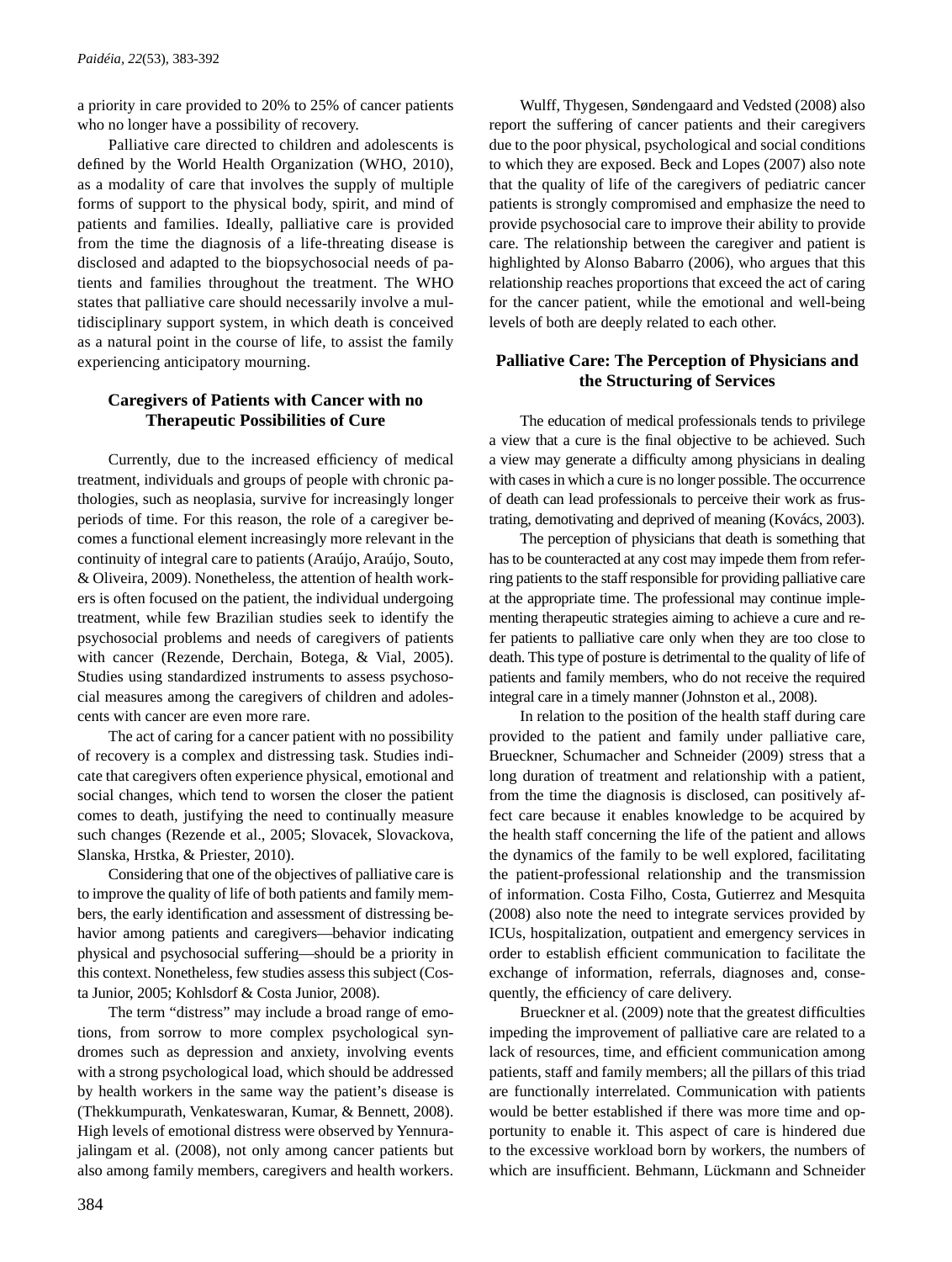a priority in care provided to 20% to 25% of cancer patients who no longer have a possibility of recovery.

Palliative care directed to children and adolescents is defined by the World Health Organization (WHO, 2010), as a modality of care that involves the supply of multiple forms of support to the physical body, spirit, and mind of patients and families. Ideally, palliative care is provided from the time the diagnosis of a life-threating disease is disclosed and adapted to the biopsychosocial needs of patients and families throughout the treatment. The WHO states that palliative care should necessarily involve a multidisciplinary support system, in which death is conceived as a natural point in the course of life, to assist the family experiencing anticipatory mourning.

## Caregivers of Patients with Cancer with no Therapeutic Possibilities of Cure

Currently, due to the increased efficiency of medical treatment, individuals and groups of people with chronic pathologies, such as neoplasia, survive for increasingly longer periods of time. For this reason, the role of a caregiver becomes a functional element increasingly more relevant in the continuity of integral care to patients (Araújo, Araújo, Souto, & Oliveira, 2009). Nonetheless, the attention of health workers is often focused on the patient, the individual undergoing treatment, while few Brazilian studies seek to identify the psychosocial problems and needs of caregivers of patients with cancer (Rezende, Derchain, Botega, & Vial, 2005). Studies using standardized instruments to assess psychosocial measures among the caregivers of children and adolescents with cancer are even more rare.

The act of caring for a cancer patient with no possibility of recovery is a complex and distressing task. Studies indicate that caregivers often experience physical, emotional and social changes, which tend to worsen the closer the patient comes to death, justifying the need to continually measure such changes (Rezende et al., 2005; Slovacek, Slovackova, Slanska, Hrstka, & Priester, 2010).

Considering that one of the objectives of palliative care is to improve the quality of life of both patients and family members, the early identification and assessment of distressing behavior among patients and caregivers—behavior indicating physical and psychosocial suffering—should be a priority in this context. Nonetheless, few studies assess this subject (Costa Junior, 2005; Kohlsdorf & Costa Junior, 2008).

The term "distress" may include a broad range of emotions, from sorrow to more complex psychological syndromes such as depression and anxiety, involving events with a strong psychological load, which should be addressed by health workers in the same way the patient's disease is (Thekkumpurath, Venkateswaran, Kumar, & Bennett, 2008). High levels of emotional distress were observed by Yennurajalingam et al. (2008), not only among cancer patients but also among family members, caregivers and health workers.

Wulff, Thygesen, Søndengaard and Vedsted (2008) also report the suffering of cancer patients and their caregivers due to the poor physical, psychological and social conditions to which they are exposed. Beck and Lopes (2007) also note that the quality of life of the caregivers of pediatric cancer patients is strongly compromised and emphasize the need to provide psychosocial care to improve their ability to provide care. The relationship between the caregiver and patient is highlighted by Alonso Babarro (2006), who argues that this relationship reaches proportions that exceed the act of caring for the cancer patient, while the emotional and well-being levels of both are deeply related to each other.

## Palliative Care: The Perception of Physicians and the Structuring of Services

The education of medical professionals tends to privilege a view that a cure is the final objective to be achieved. Such a view may generate a difficulty among physicians in dealing with cases in which a cure is no longer possible. The occurrence of death can lead professionals to perceive their work as frustrating, demotivating and deprived of meaning (Kovács, 2003).

The perception of physicians that death is something that has to be counteracted at any cost may impede them from referring patients to the staff responsible for providing palliative care at the appropriate time. The professional may continue implementing therapeutic strategies aiming to achieve a cure and refer patients to palliative care only when they are too close to death. This type of posture is detrimental to the quality of life of patients and family members, who do not receive the required integral care in a timely manner (Johnston et al., 2008).

In relation to the position of the health staff during care provided to the patient and family under palliative care, Brueckner, Schumacher and Schneider (2009) stress that a long duration of treatment and relationship with a patient, from the time the diagnosis is disclosed, can positively affect care because it enables knowledge to be acquired by the health staff concerning the life of the patient and allows the dynamics of the family to be well explored, facilitating the patient-professional relationship and the transmission of information. Costa Filho, Costa, Gutierrez and Mesquita (2008) also note the need to integrate services provided by ICUs, hospitalization, outpatient and emergency services in order to establish efficient communication to facilitate the exchange of information, referrals, diagnoses and, consequently, the efficiency of care delivery.

Brueckner et al. (2009) note that the greatest difficulties impeding the improvement of palliative care are related to a lack of resources, time, and efficient communication among patients, staff and family members; all the pillars of this triad are functionally interrelated. Communication with patients would be better established if there was more time and opportunity to enable it. This aspect of care is hindered due to the excessive workload born by workers, the numbers of which are insufficient. Behmann, Lückmann and Schneider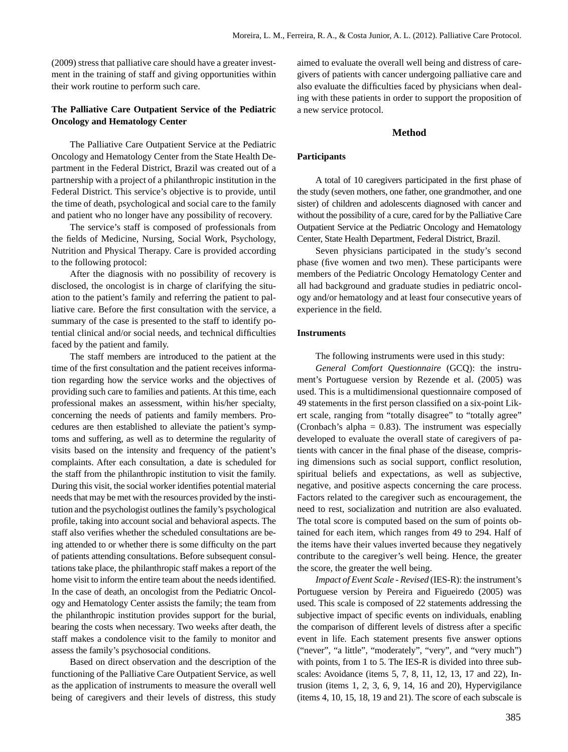(2009) stress that palliative care should have a greater investment in the training of staff and giving opportunities within their work routine to perform such care.

### The Palliative Care Outpatient Service of the Pediatric Oncology and Hematology Center

The Palliative Care Outpatient Service at the Pediatric Oncology and Hematology Center from the State Health Department in the Federal District, Brazil was created out of a partnership with a project of a philanthropic institution in the Federal District. This service's objective is to provide, until the time of death, psychological and social care to the family and patient who no longer have any possibility of recovery.

The service's staff is composed of professionals from the fields of Medicine, Nursing, Social Work, Psychology, Nutrition and Physical Therapy. Care is provided according to the following protocol:

After the diagnosis with no possibility of recovery is disclosed, the oncologist is in charge of clarifying the situation to the patient's family and referring the patient to palliative care. Before the first consultation with the service, a summary of the case is presented to the staff to identify potential clinical and/or social needs, and technical difficulties faced by the patient and family.

The staff members are introduced to the patient at the time of the first consultation and the patient receives information regarding how the service works and the objectives of providing such care to families and patients. At this time, each professional makes an assessment, within his/her specialty, concerning the needs of patients and family members. Procedures are then established to alleviate the patient's symptoms and suffering, as well as to determine the regularity of visits based on the intensity and frequency of the patient's complaints. After each consultation, a date is scheduled for the staff from the philanthropic institution to visit the family. During this visit, the social worker identifies potential material needs that may be met with the resources provided by the institution and the psychologist outlines the family's psychological profile, taking into account social and behavioral aspects. The staff also verifies whether the scheduled consultations are being attended to or whether there is some difficulty on the part of patients attending consultations. Before subsequent consultations take place, the philanthropic staff makes a report of the home visit to inform the entire team about the needs identified. In the case of death, an oncologist from the Pediatric Oncology and Hematology Center assists the family; the team from the philanthropic institution provides support for the burial, bearing the costs when necessary. Two weeks after death, the staff makes a condolence visit to the family to monitor and assess the family's psychosocial conditions.

Based on direct observation and the description of the functioning of the Palliative Care Outpatient Service, as well as the application of instruments to measure the overall well being of caregivers and their levels of distress, this study aimed to evaluate the overall well being and distress of caregivers of patients with cancer undergoing palliative care and also evaluate the difficulties faced by physicians when dealing with these patients in order to support the proposition of a new service protocol.

## Method

### Participants

A total of 10 caregivers participated in the first phase of the study (seven mothers, one father, one grandmother, and one sister) of children and adolescents diagnosed with cancer and without the possibility of a cure, cared for by the Palliative Care Outpatient Service at the Pediatric Oncology and Hematology Center, State Health Department, Federal District, Brazil.

Seven physicians participated in the study's second phase (five women and two men). These participants were members of the Pediatric Oncology Hematology Center and all had background and graduate studies in pediatric oncology and/or hematology and at least four consecutive years of experience in the field.

### Instruments

The following instruments were used in this study:

*General Comfort Questionnaire* (GCQ): the instrument's Portuguese version by Rezende et al. (2005) was used. This is a multidimensional questionnaire composed of 49 statements in the first person classified on a six-point Likert scale, ranging from "totally disagree" to "totally agree" (Cronbach's alpha = 0.83). The instrument was especially developed to evaluate the overall state of caregivers of patients with cancer in the final phase of the disease, comprising dimensions such as social support, conflict resolution, spiritual beliefs and expectations, as well as subjective, negative, and positive aspects concerning the care process. Factors related to the caregiver such as encouragement, the need to rest, socialization and nutrition are also evaluated. The total score is computed based on the sum of points obtained for each item, which ranges from 49 to 294. Half of the items have their values inverted because they negatively contribute to the caregiver's well being. Hence, the greater the score, the greater the well being.

*Impact of Event Scale - Revised* (IES-R): the instrument's Portuguese version by Pereira and Figueiredo (2005) was used. This scale is composed of 22 statements addressing the subjective impact of specific events on individuals, enabling the comparison of different levels of distress after a specific event in life. Each statement presents five answer options ("never", "a little", "moderately", "very", and "very much") with points, from 1 to 5. The IES-R is divided into three subscales: Avoidance (items 5, 7, 8, 11, 12, 13, 17 and 22), Intrusion (items 1, 2, 3, 6, 9, 14, 16 and 20), Hypervigilance (items 4, 10, 15, 18, 19 and 21). The score of each subscale is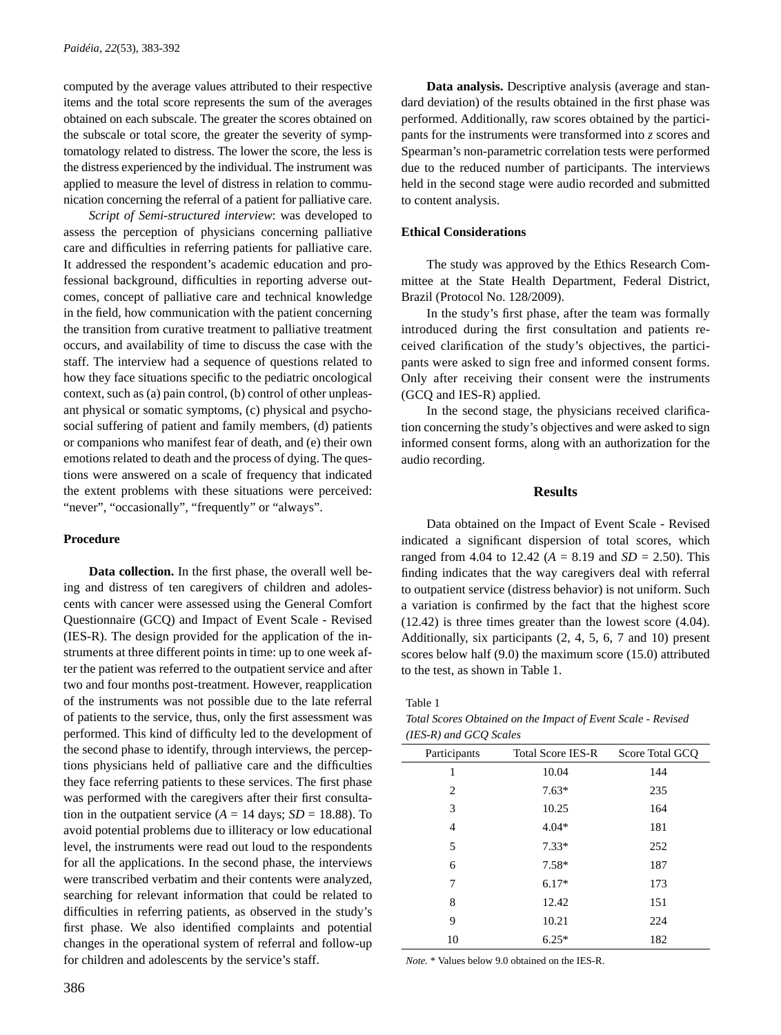computed by the average values attributed to their respective items and the total score represents the sum of the averages obtained on each subscale. The greater the scores obtained on the subscale or total score, the greater the severity of symptomatology related to distress. The lower the score, the less is the distress experienced by the individual. The instrument was applied to measure the level of distress in relation to communication concerning the referral of a patient for palliative care.

*Script of Semi-structured interview*: was developed to assess the perception of physicians concerning palliative care and difficulties in referring patients for palliative care. It addressed the respondent's academic education and professional background, difficulties in reporting adverse outcomes, concept of palliative care and technical knowledge in the field, how communication with the patient concerning the transition from curative treatment to palliative treatment occurs, and availability of time to discuss the case with the staff. The interview had a sequence of questions related to how they face situations specific to the pediatric oncological context, such as (a) pain control, (b) control of other unpleasant physical or somatic symptoms, (c) physical and psychosocial suffering of patient and family members, (d) patients or companions who manifest fear of death, and (e) their own emotions related to death and the process of dying. The questions were answered on a scale of frequency that indicated the extent problems with these situations were perceived: "never", "occasionally", "frequently" or "always".

### Procedure

**Data collection.** In the first phase, the overall well being and distress of ten caregivers of children and adolescents with cancer were assessed using the General Comfort Questionnaire (GCQ) and Impact of Event Scale - Revised (IES-R). The design provided for the application of the instruments at three different points in time: up to one week after the patient was referred to the outpatient service and after two and four months post-treatment. However, reapplication of the instruments was not possible due to the late referral of patients to the service, thus, only the first assessment was performed. This kind of difficulty led to the development of the second phase to identify, through interviews, the perceptions physicians held of palliative care and the difficulties they face referring patients to these services. The first phase was performed with the caregivers after their first consultation in the outpatient service ($A$ = 14 days; $SD$ = 18.88). To avoid potential problems due to illiteracy or low educational level, the instruments were read out loud to the respondents for all the applications. In the second phase, the interviews were transcribed verbatim and their contents were analyzed, searching for relevant information that could be related to difficulties in referring patients, as observed in the study's first phase. We also identified complaints and potential changes in the operational system of referral and follow-up for children and adolescents by the service's staff.

**Data analysis.** Descriptive analysis (average and standard deviation) of the results obtained in the first phase was performed. Additionally, raw scores obtained by the participants for the instruments were transformed into $z$ scores and Spearman's non-parametric correlation tests were performed due to the reduced number of participants. The interviews held in the second stage were audio recorded and submitted to content analysis.

### Ethical Considerations

The study was approved by the Ethics Research Committee at the State Health Department, Federal District, Brazil (Protocol No. 128/2009).

In the study's first phase, after the team was formally introduced during the first consultation and patients received clarification of the study's objectives, the participants were asked to sign free and informed consent forms. Only after receiving their consent were the instruments (GCQ and IES-R) applied.

In the second stage, the physicians received clarification concerning the study's objectives and were asked to sign informed consent forms, along with an authorization for the audio recording.

## Results

Data obtained on the Impact of Event Scale - Revised indicated a significant dispersion of total scores, which ranged from 4.04 to 12.42 ($A$ = 8.19 and $SD$ = 2.50). This finding indicates that the way caregivers deal with referral to outpatient service (distress behavior) is not uniform. Such a variation is confirmed by the fact that the highest score (12.42) is three times greater than the lowest score (4.04). Additionally, six participants (2, 4, 5, 6, 7 and 10) present scores below half (9.0) the maximum score (15.0) attributed to the test, as shown in Table 1.

Table 1
*Total Scores Obtained on the Impact of Event Scale - Revised (IES-R) and GCQ Scales*

| Participants | Total Score IES-R | Score Total GCQ |
|---|---|---|
| 1 | 10.04 | 144 |
| 2 | 7.63* | 235 |
| 3 | 10.25 | 164 |
| 4 | 4.04* | 181 |
| 5 | 7.33* | 252 |
| 6 | 7.58* | 187 |
| 7 | 6.17* | 173 |
| 8 | 12.42 | 151 |
| 9 | 10.21 | 224 |
| 10 | 6.25* | 182 |

*Note.* * Values below 9.0 obtained on the IES-R.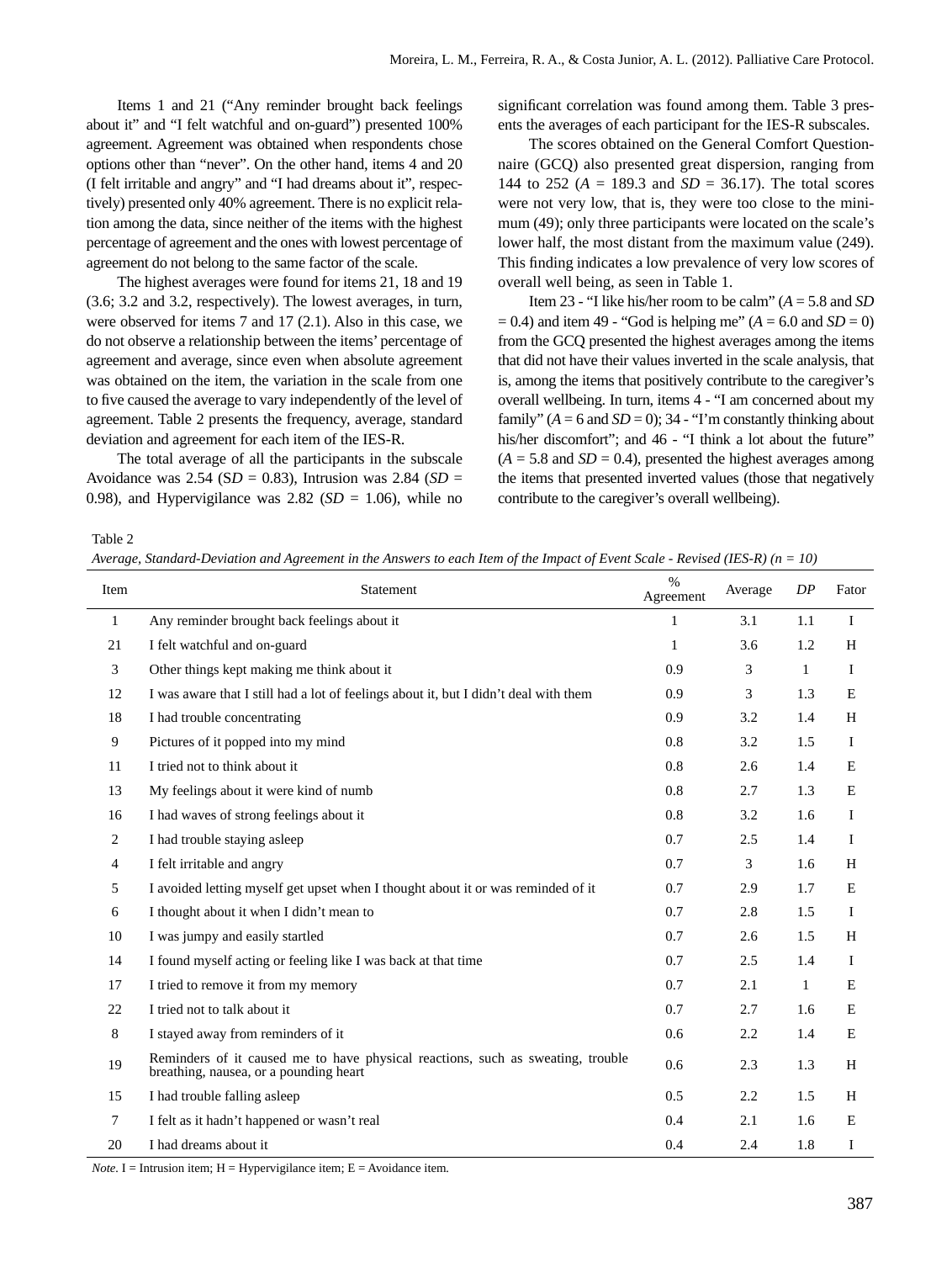Items 1 and 21 ("Any reminder brought back feelings about it" and "I felt watchful and on-guard") presented 100% agreement. Agreement was obtained when respondents chose options other than "never". On the other hand, items 4 and 20 (I felt irritable and angry" and "I had dreams about it", respectively) presented only 40% agreement. There is no explicit relation among the data, since neither of the items with the highest percentage of agreement and the ones with lowest percentage of agreement do not belong to the same factor of the scale.

The highest averages were found for items 21, 18 and 19 (3.6; 3.2 and 3.2, respectively). The lowest averages, in turn, were observed for items 7 and 17 (2.1). Also in this case, we do not observe a relationship between the items' percentage of agreement and average, since even when absolute agreement was obtained on the item, the variation in the scale from one to five caused the average to vary independently of the level of agreement. Table 2 presents the frequency, average, standard deviation and agreement for each item of the IES-R.

The total average of all the participants in the subscale Avoidance was 2.54 (SD = 0.83), Intrusion was 2.84 (*SD* = 0.98), and Hypervigilance was 2.82 (*SD* = 1.06), while no significant correlation was found among them. Table 3 presents the averages of each participant for the IES-R subscales.

The scores obtained on the General Comfort Questionnaire (GCQ) also presented great dispersion, ranging from 144 to 252 (*A* = 189.3 and *SD* = 36.17). The total scores were not very low, that is, they were too close to the minimum (49); only three participants were located on the scale's lower half, the most distant from the maximum value (249). This finding indicates a low prevalence of very low scores of overall well being, as seen in Table 1.

Item 23 - "I like his/her room to be calm" (*A* = 5.8 and *SD* = 0.4) and item 49 - "God is helping me" (*A* = 6.0 and *SD* = 0) from the GCQ presented the highest averages among the items that did not have their values inverted in the scale analysis, that is, among the items that positively contribute to the caregiver's overall wellbeing. In turn, items 4 - "I am concerned about my family" (*A* = 6 and *SD* = 0); 34 - "I'm constantly thinking about his/her discomfort"; and 46 - "I think a lot about the future" (*A* = 5.8 and *SD* = 0.4), presented the highest averages among the items that presented inverted values (those that negatively contribute to the caregiver's overall wellbeing).

Table 2

*Average, Standard-Deviation and Agreement in the Answers to each Item of the Impact of Event Scale - Revised (IES-R) (n = 10)*

| Item | Statement | % Agreement | Average | *DP* | Fator |
|---|---|---|---|---|---|
| 1 | Any reminder brought back feelings about it | 1 | 3.1 | 1.1 | I |
| 21 | I felt watchful and on-guard | 1 | 3.6 | 1.2 | H |
| 3 | Other things kept making me think about it | 0.9 | 3 | 1 | I |
| 12 | I was aware that I still had a lot of feelings about it, but I didn't deal with them | 0.9 | 3 | 1.3 | E |
| 18 | I had trouble concentrating | 0.9 | 3.2 | 1.4 | H |
| 9 | Pictures of it popped into my mind | 0.8 | 3.2 | 1.5 | I |
| 11 | I tried not to think about it | 0.8 | 2.6 | 1.4 | E |
| 13 | My feelings about it were kind of numb | 0.8 | 2.7 | 1.3 | E |
| 16 | I had waves of strong feelings about it | 0.8 | 3.2 | 1.6 | I |
| 2 | I had trouble staying asleep | 0.7 | 2.5 | 1.4 | I |
| 4 | I felt irritable and angry | 0.7 | 3 | 1.6 | H |
| 5 | I avoided letting myself get upset when I thought about it or was reminded of it | 0.7 | 2.9 | 1.7 | E |
| 6 | I thought about it when I didn't mean to | 0.7 | 2.8 | 1.5 | I |
| 10 | I was jumpy and easily startled | 0.7 | 2.6 | 1.5 | H |
| 14 | I found myself acting or feeling like I was back at that time | 0.7 | 2.5 | 1.4 | I |
| 17 | I tried to remove it from my memory | 0.7 | 2.1 | 1 | E |
| 22 | I tried not to talk about it | 0.7 | 2.7 | 1.6 | E |
| 8 | I stayed away from reminders of it | 0.6 | 2.2 | 1.4 | E |
| 19 | Reminders of it caused me to have physical reactions, such as sweating, trouble breathing, nausea, or a pounding heart | 0.6 | 2.3 | 1.3 | H |
| 15 | I had trouble falling asleep | 0.5 | 2.2 | 1.5 | H |
| 7 | I felt as it hadn't happened or wasn't real | 0.4 | 2.1 | 1.6 | E |
| 20 | I had dreams about it | 0.4 | 2.4 | 1.8 | I |

*Note.* I = Intrusion item; H = Hypervigilance item; E = Avoidance item.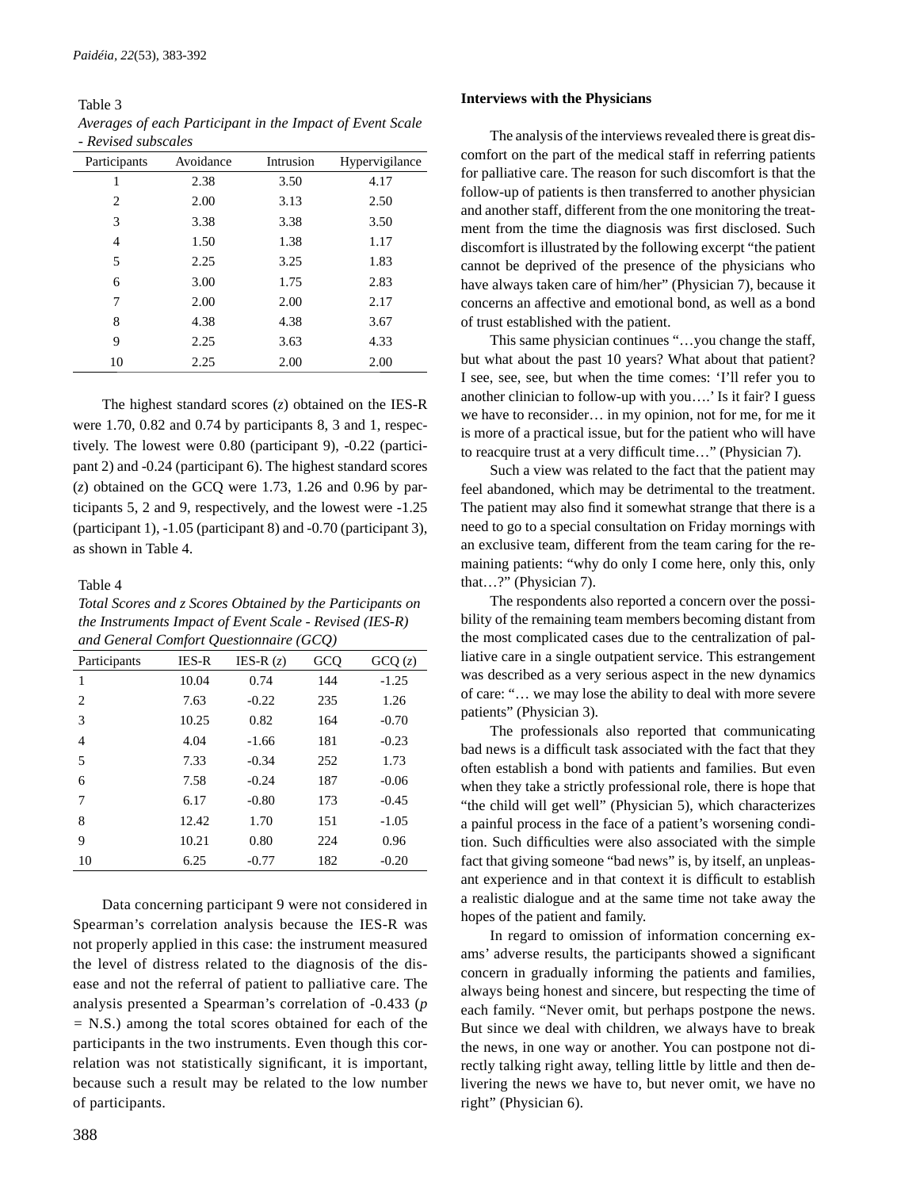Table 3

*Averages of each Participant in the Impact of Event Scale - Revised subscales*

| Participants | Avoidance | Intrusion | Hypervigilance |
|---|---|---|---|
| 1 | 2.38 | 3.50 | 4.17 |
| 2 | 2.00 | 3.13 | 2.50 |
| 3 | 3.38 | 3.38 | 3.50 |
| 4 | 1.50 | 1.38 | 1.17 |
| 5 | 2.25 | 3.25 | 1.83 |
| 6 | 3.00 | 1.75 | 2.83 |
| 7 | 2.00 | 2.00 | 2.17 |
| 8 | 4.38 | 4.38 | 3.67 |
| 9 | 2.25 | 3.63 | 4.33 |
| 10 | 2.25 | 2.00 | 2.00 |

The highest standard scores (*z*) obtained on the IES-R were 1.70, 0.82 and 0.74 by participants 8, 3 and 1, respectively. The lowest were 0.80 (participant 9), -0.22 (participant 2) and -0.24 (participant 6). The highest standard scores (*z*) obtained on the GCQ were 1.73, 1.26 and 0.96 by participants 5, 2 and 9, respectively, and the lowest were -1.25 (participant 1), -1.05 (participant 8) and -0.70 (participant 3), as shown in Table 4.

Table 4

*Total Scores and z Scores Obtained by the Participants on the Instruments Impact of Event Scale - Revised (IES-R) and General Comfort Questionnaire (GCQ)*

| Participants | IES-R | IES-R (*z*) | GCQ | GCQ (*z*) |
|---|---|---|---|---|
| 1 | 10.04 | 0.74 | 144 | -1.25 |
| 2 | 7.63 | -0.22 | 235 | 1.26 |
| 3 | 10.25 | 0.82 | 164 | -0.70 |
| 4 | 4.04 | -1.66 | 181 | -0.23 |
| 5 | 7.33 | -0.34 | 252 | 1.73 |
| 6 | 7.58 | -0.24 | 187 | -0.06 |
| 7 | 6.17 | -0.80 | 173 | -0.45 |
| 8 | 12.42 | 1.70 | 151 | -1.05 |
| 9 | 10.21 | 0.80 | 224 | 0.96 |
| 10 | 6.25 | -0.77 | 182 | -0.20 |

Data concerning participant 9 were not considered in Spearman's correlation analysis because the IES-R was not properly applied in this case: the instrument measured the level of distress related to the diagnosis of the disease and not the referral of patient to palliative care. The analysis presented a Spearman's correlation of -0.433 ($p$ = N.S.) among the total scores obtained for each of the participants in the two instruments. Even though this correlation was not statistically significant, it is important, because such a result may be related to the low number of participants.

**Interviews with the Physicians**

The analysis of the interviews revealed there is great discomfort on the part of the medical staff in referring patients for palliative care. The reason for such discomfort is that the follow-up of patients is then transferred to another physician and another staff, different from the one monitoring the treatment from the time the diagnosis was first disclosed. Such discomfort is illustrated by the following excerpt "the patient cannot be deprived of the presence of the physicians who have always taken care of him/her" (Physician 7), because it concerns an affective and emotional bond, as well as a bond of trust established with the patient.

This same physician continues "…you change the staff, but what about the past 10 years? What about that patient? I see, see, see, but when the time comes: 'I'll refer you to another clinician to follow-up with you….' Is it fair? I guess we have to reconsider… in my opinion, not for me, for me it is more of a practical issue, but for the patient who will have to reacquire trust at a very difficult time…" (Physician 7).

Such a view was related to the fact that the patient may feel abandoned, which may be detrimental to the treatment. The patient may also find it somewhat strange that there is a need to go to a special consultation on Friday mornings with an exclusive team, different from the team caring for the remaining patients: "why do only I come here, only this, only that…?" (Physician 7).

The respondents also reported a concern over the possibility of the remaining team members becoming distant from the most complicated cases due to the centralization of palliative care in a single outpatient service. This estrangement was described as a very serious aspect in the new dynamics of care: "… we may lose the ability to deal with more severe patients" (Physician 3).

The professionals also reported that communicating bad news is a difficult task associated with the fact that they often establish a bond with patients and families. But even when they take a strictly professional role, there is hope that "the child will get well" (Physician 5), which characterizes a painful process in the face of a patient's worsening condition. Such difficulties were also associated with the simple fact that giving someone "bad news" is, by itself, an unpleasant experience and in that context it is difficult to establish a realistic dialogue and at the same time not take away the hopes of the patient and family.

In regard to omission of information concerning exams' adverse results, the participants showed a significant concern in gradually informing the patients and families, always being honest and sincere, but respecting the time of each family. "Never omit, but perhaps postpone the news. But since we deal with children, we always have to break the news, in one way or another. You can postpone not directly talking right away, telling little by little and then delivering the news we have to, but never omit, we have no right" (Physician 6).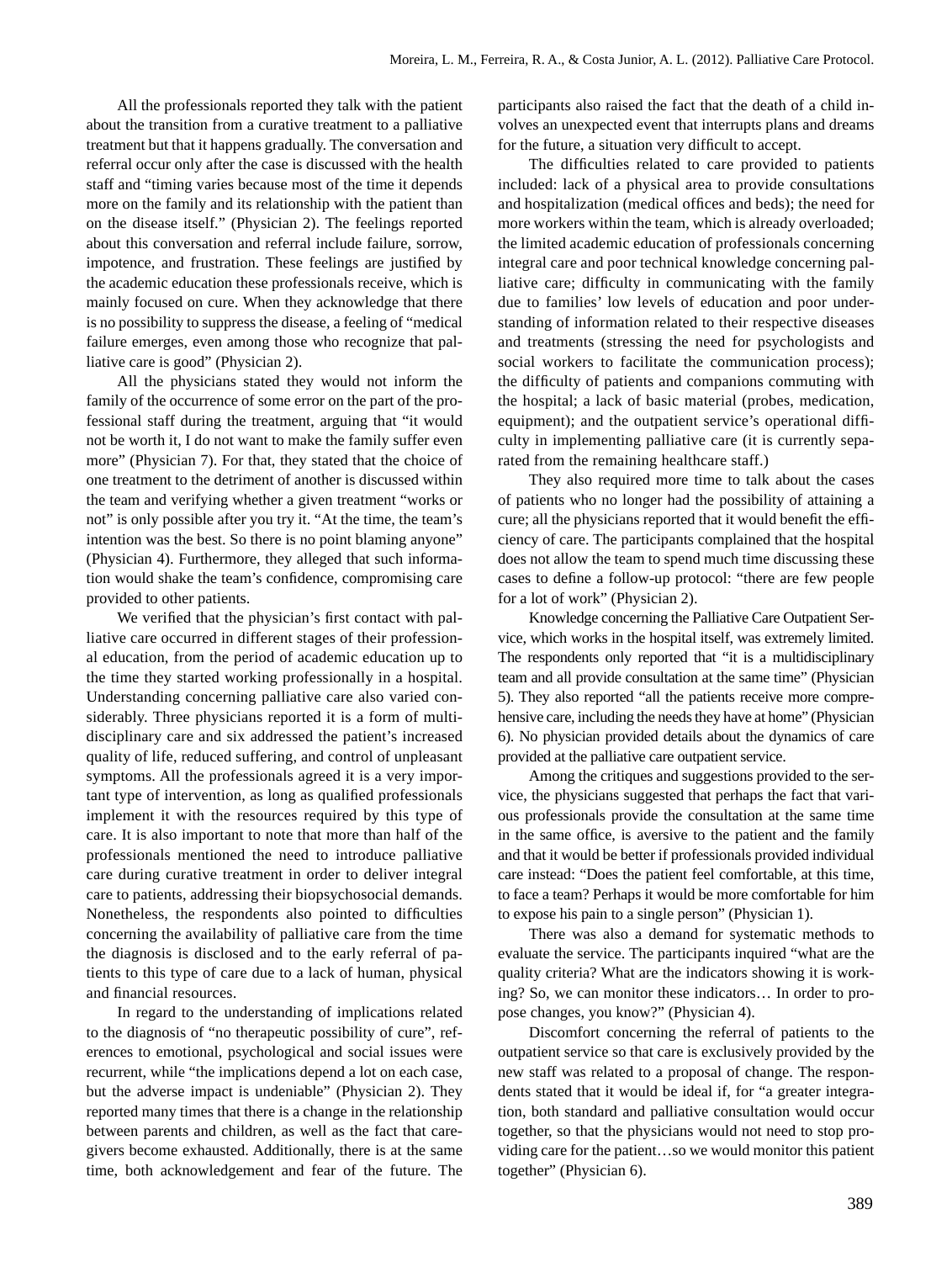All the professionals reported they talk with the patient about the transition from a curative treatment to a palliative treatment but that it happens gradually. The conversation and referral occur only after the case is discussed with the health staff and "timing varies because most of the time it depends more on the family and its relationship with the patient than on the disease itself." (Physician 2). The feelings reported about this conversation and referral include failure, sorrow, impotence, and frustration. These feelings are justified by the academic education these professionals receive, which is mainly focused on cure. When they acknowledge that there is no possibility to suppress the disease, a feeling of "medical failure emerges, even among those who recognize that palliative care is good" (Physician 2).

All the physicians stated they would not inform the family of the occurrence of some error on the part of the professional staff during the treatment, arguing that "it would not be worth it, I do not want to make the family suffer even more" (Physician 7). For that, they stated that the choice of one treatment to the detriment of another is discussed within the team and verifying whether a given treatment "works or not" is only possible after you try it. "At the time, the team's intention was the best. So there is no point blaming anyone" (Physician 4). Furthermore, they alleged that such information would shake the team's confidence, compromising care provided to other patients.

We verified that the physician's first contact with palliative care occurred in different stages of their professional education, from the period of academic education up to the time they started working professionally in a hospital. Understanding concerning palliative care also varied considerably. Three physicians reported it is a form of multidisciplinary care and six addressed the patient's increased quality of life, reduced suffering, and control of unpleasant symptoms. All the professionals agreed it is a very important type of intervention, as long as qualified professionals implement it with the resources required by this type of care. It is also important to note that more than half of the professionals mentioned the need to introduce palliative care during curative treatment in order to deliver integral care to patients, addressing their biopsychosocial demands. Nonetheless, the respondents also pointed to difficulties concerning the availability of palliative care from the time the diagnosis is disclosed and to the early referral of patients to this type of care due to a lack of human, physical and financial resources.

In regard to the understanding of implications related to the diagnosis of "no therapeutic possibility of cure", references to emotional, psychological and social issues were recurrent, while "the implications depend a lot on each case, but the adverse impact is undeniable" (Physician 2). They reported many times that there is a change in the relationship between parents and children, as well as the fact that caregivers become exhausted. Additionally, there is at the same time, both acknowledgement and fear of the future. The participants also raised the fact that the death of a child involves an unexpected event that interrupts plans and dreams for the future, a situation very difficult to accept.

The difficulties related to care provided to patients included: lack of a physical area to provide consultations and hospitalization (medical offices and beds); the need for more workers within the team, which is already overloaded; the limited academic education of professionals concerning integral care and poor technical knowledge concerning palliative care; difficulty in communicating with the family due to families' low levels of education and poor understanding of information related to their respective diseases and treatments (stressing the need for psychologists and social workers to facilitate the communication process); the difficulty of patients and companions commuting with the hospital; a lack of basic material (probes, medication, equipment); and the outpatient service's operational difficulty in implementing palliative care (it is currently separated from the remaining healthcare staff.)

They also required more time to talk about the cases of patients who no longer had the possibility of attaining a cure; all the physicians reported that it would benefit the efficiency of care. The participants complained that the hospital does not allow the team to spend much time discussing these cases to define a follow-up protocol: "there are few people for a lot of work" (Physician 2).

Knowledge concerning the Palliative Care Outpatient Service, which works in the hospital itself, was extremely limited. The respondents only reported that "it is a multidisciplinary team and all provide consultation at the same time" (Physician 5). They also reported "all the patients receive more comprehensive care, including the needs they have at home" (Physician 6). No physician provided details about the dynamics of care provided at the palliative care outpatient service.

Among the critiques and suggestions provided to the service, the physicians suggested that perhaps the fact that various professionals provide the consultation at the same time in the same office, is aversive to the patient and the family and that it would be better if professionals provided individual care instead: "Does the patient feel comfortable, at this time, to face a team? Perhaps it would be more comfortable for him to expose his pain to a single person" (Physician 1).

There was also a demand for systematic methods to evaluate the service. The participants inquired "what are the quality criteria? What are the indicators showing it is working? So, we can monitor these indicators… In order to propose changes, you know?" (Physician 4).

Discomfort concerning the referral of patients to the outpatient service so that care is exclusively provided by the new staff was related to a proposal of change. The respondents stated that it would be ideal if, for "a greater integration, both standard and palliative consultation would occur together, so that the physicians would not need to stop providing care for the patient…so we would monitor this patient together" (Physician 6).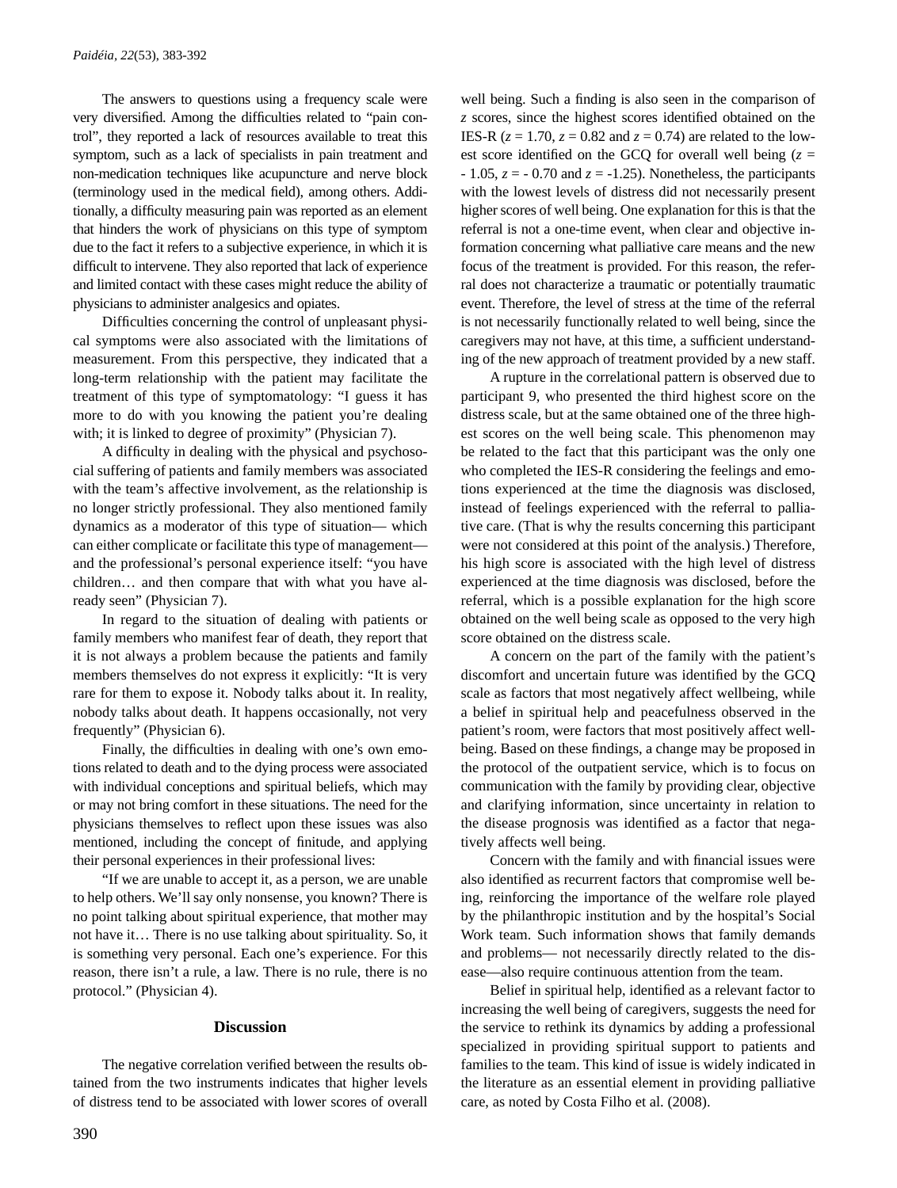The answers to questions using a frequency scale were very diversified. Among the difficulties related to "pain control", they reported a lack of resources available to treat this symptom, such as a lack of specialists in pain treatment and non-medication techniques like acupuncture and nerve block (terminology used in the medical field), among others. Additionally, a difficulty measuring pain was reported as an element that hinders the work of physicians on this type of symptom due to the fact it refers to a subjective experience, in which it is difficult to intervene. They also reported that lack of experience and limited contact with these cases might reduce the ability of physicians to administer analgesics and opiates.

Difficulties concerning the control of unpleasant physical symptoms were also associated with the limitations of measurement. From this perspective, they indicated that a long-term relationship with the patient may facilitate the treatment of this type of symptomatology: "I guess it has more to do with you knowing the patient you're dealing with; it is linked to degree of proximity" (Physician 7).

A difficulty in dealing with the physical and psychosocial suffering of patients and family members was associated with the team's affective involvement, as the relationship is no longer strictly professional. They also mentioned family dynamics as a moderator of this type of situation— which can either complicate or facilitate this type of management— and the professional's personal experience itself: "you have children… and then compare that with what you have already seen" (Physician 7).

In regard to the situation of dealing with patients or family members who manifest fear of death, they report that it is not always a problem because the patients and family members themselves do not express it explicitly: "It is very rare for them to expose it. Nobody talks about it. In reality, nobody talks about death. It happens occasionally, not very frequently" (Physician 6).

Finally, the difficulties in dealing with one's own emotions related to death and to the dying process were associated with individual conceptions and spiritual beliefs, which may or may not bring comfort in these situations. The need for the physicians themselves to reflect upon these issues was also mentioned, including the concept of finitude, and applying their personal experiences in their professional lives:

"If we are unable to accept it, as a person, we are unable to help others. We'll say only nonsense, you known? There is no point talking about spiritual experience, that mother may not have it… There is no use talking about spirituality. So, it is something very personal. Each one's experience. For this reason, there isn't a rule, a law. There is no rule, there is no protocol." (Physician 4).

## Discussion

The negative correlation verified between the results obtained from the two instruments indicates that higher levels of distress tend to be associated with lower scores of overall well being. Such a finding is also seen in the comparison of $z$ scores, since the highest scores identified obtained on the IES-R ($z = 1.70$, $z = 0.82$ and $z = 0.74$) are related to the lowest score identified on the GCQ for overall well being ($z = -1.05$, $z = -0.70$ and $z = -1.25$). Nonetheless, the participants with the lowest levels of distress did not necessarily present higher scores of well being. One explanation for this is that the referral is not a one-time event, when clear and objective information concerning what palliative care means and the new focus of the treatment is provided. For this reason, the referral does not characterize a traumatic or potentially traumatic event. Therefore, the level of stress at the time of the referral is not necessarily functionally related to well being, since the caregivers may not have, at this time, a sufficient understanding of the new approach of treatment provided by a new staff.

A rupture in the correlational pattern is observed due to participant 9, who presented the third highest score on the distress scale, but at the same obtained one of the three highest scores on the well being scale. This phenomenon may be related to the fact that this participant was the only one who completed the IES-R considering the feelings and emotions experienced at the time the diagnosis was disclosed, instead of feelings experienced with the referral to palliative care. (That is why the results concerning this participant were not considered at this point of the analysis.) Therefore, his high score is associated with the high level of distress experienced at the time diagnosis was disclosed, before the referral, which is a possible explanation for the high score obtained on the well being scale as opposed to the very high score obtained on the distress scale.

A concern on the part of the family with the patient's discomfort and uncertain future was identified by the GCQ scale as factors that most negatively affect wellbeing, while a belief in spiritual help and peacefulness observed in the patient's room, were factors that most positively affect well-being. Based on these findings, a change may be proposed in the protocol of the outpatient service, which is to focus on communication with the family by providing clear, objective and clarifying information, since uncertainty in relation to the disease prognosis was identified as a factor that negatively affects well being.

Concern with the family and with financial issues were also identified as recurrent factors that compromise well being, reinforcing the importance of the welfare role played by the philanthropic institution and by the hospital's Social Work team. Such information shows that family demands and problems— not necessarily directly related to the disease—also require continuous attention from the team.

Belief in spiritual help, identified as a relevant factor to increasing the well being of caregivers, suggests the need for the service to rethink its dynamics by adding a professional specialized in providing spiritual support to patients and families to the team. This kind of issue is widely indicated in the literature as an essential element in providing palliative care, as noted by Costa Filho et al. (2008).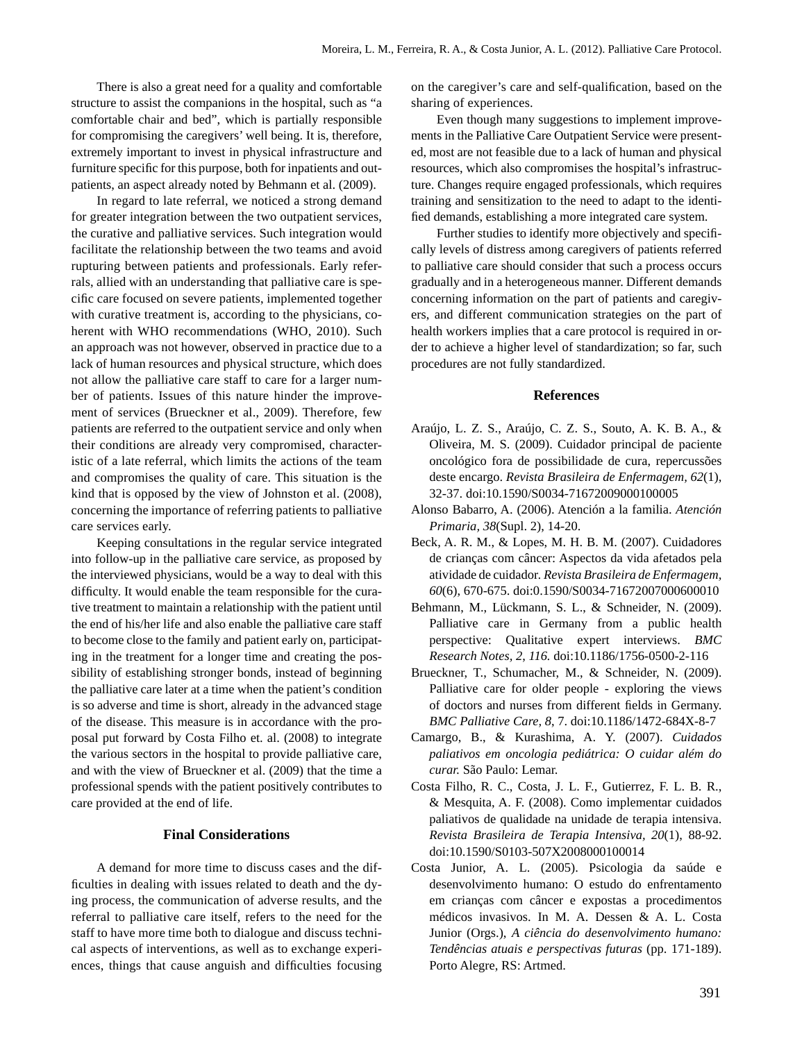There is also a great need for a quality and comfortable structure to assist the companions in the hospital, such as "a comfortable chair and bed", which is partially responsible for compromising the caregivers' well being. It is, therefore, extremely important to invest in physical infrastructure and furniture specific for this purpose, both for inpatients and outpatients, an aspect already noted by Behmann et al. (2009).

In regard to late referral, we noticed a strong demand for greater integration between the two outpatient services, the curative and palliative services. Such integration would facilitate the relationship between the two teams and avoid rupturing between patients and professionals. Early referrals, allied with an understanding that palliative care is specific care focused on severe patients, implemented together with curative treatment is, according to the physicians, coherent with WHO recommendations (WHO, 2010). Such an approach was not however, observed in practice due to a lack of human resources and physical structure, which does not allow the palliative care staff to care for a larger number of patients. Issues of this nature hinder the improvement of services (Brueckner et al., 2009). Therefore, few patients are referred to the outpatient service and only when their conditions are already very compromised, characteristic of a late referral, which limits the actions of the team and compromises the quality of care. This situation is the kind that is opposed by the view of Johnston et al. (2008), concerning the importance of referring patients to palliative care services early.

Keeping consultations in the regular service integrated into follow-up in the palliative care service, as proposed by the interviewed physicians, would be a way to deal with this difficulty. It would enable the team responsible for the curative treatment to maintain a relationship with the patient until the end of his/her life and also enable the palliative care staff to become close to the family and patient early on, participating in the treatment for a longer time and creating the possibility of establishing stronger bonds, instead of beginning the palliative care later at a time when the patient's condition is so adverse and time is short, already in the advanced stage of the disease. This measure is in accordance with the proposal put forward by Costa Filho et. al. (2008) to integrate the various sectors in the hospital to provide palliative care, and with the view of Brueckner et al. (2009) that the time a professional spends with the patient positively contributes to care provided at the end of life.

## Final Considerations

A demand for more time to discuss cases and the difficulties in dealing with issues related to death and the dying process, the communication of adverse results, and the referral to palliative care itself, refers to the need for the staff to have more time both to dialogue and discuss technical aspects of interventions, as well as to exchange experiences, things that cause anguish and difficulties focusing on the caregiver's care and self-qualification, based on the sharing of experiences.

Even though many suggestions to implement improvements in the Palliative Care Outpatient Service were presented, most are not feasible due to a lack of human and physical resources, which also compromises the hospital's infrastructure. Changes require engaged professionals, which requires training and sensitization to the need to adapt to the identified demands, establishing a more integrated care system.

Further studies to identify more objectively and specifically levels of distress among caregivers of patients referred to palliative care should consider that such a process occurs gradually and in a heterogeneous manner. Different demands concerning information on the part of patients and caregivers, and different communication strategies on the part of health workers implies that a care protocol is required in order to achieve a higher level of standardization; so far, such procedures are not fully standardized.

## References

Araújo, L. Z. S., Araújo, C. Z. S., Souto, A. K. B. A., & Oliveira, M. S. (2009). Cuidador principal de paciente oncológico fora de possibilidade de cura, repercussões deste encargo. *Revista Brasileira de Enfermagem, 62*(1), 32-37. doi:10.1590/S0034-71672009000100005

Alonso Babarro, A. (2006). Atención a la familia. *Atención Primaria, 38*(Supl. 2), 14-20.

Beck, A. R. M., & Lopes, M. H. B. M. (2007). Cuidadores de crianças com câncer: Aspectos da vida afetados pela atividade de cuidador. *Revista Brasileira de Enfermagem, 60*(6), 670-675. doi:0.1590/S0034-71672007000600010

Behmann, M., Lückmann, S. L., & Schneider, N. (2009). Palliative care in Germany from a public health perspective: Qualitative expert interviews. *BMC Research Notes, 2, 116.* doi:10.1186/1756-0500-2-116

Brueckner, T., Schumacher, M., & Schneider, N. (2009). Palliative care for older people - exploring the views of doctors and nurses from different fields in Germany. *BMC Palliative Care, 8*, 7. doi:10.1186/1472-684X-8-7

Camargo, B., & Kurashima, A. Y. (2007). *Cuidados paliativos em oncologia pediátrica: O cuidar além do curar.* São Paulo: Lemar.

Costa Filho, R. C., Costa, J. L. F., Gutierrez, F. L. B. R., & Mesquita, A. F. (2008). Como implementar cuidados paliativos de qualidade na unidade de terapia intensiva. *Revista Brasileira de Terapia Intensiva, 20*(1), 88-92. doi:10.1590/S0103-507X2008000100014

Costa Junior, A. L. (2005). Psicologia da saúde e desenvolvimento humano: O estudo do enfrentamento em crianças com câncer e expostas a procedimentos médicos invasivos. In M. A. Dessen & A. L. Costa Junior (Orgs.), *A ciência do desenvolvimento humano: Tendências atuais e perspectivas futuras* (pp. 171-189). Porto Alegre, RS: Artmed.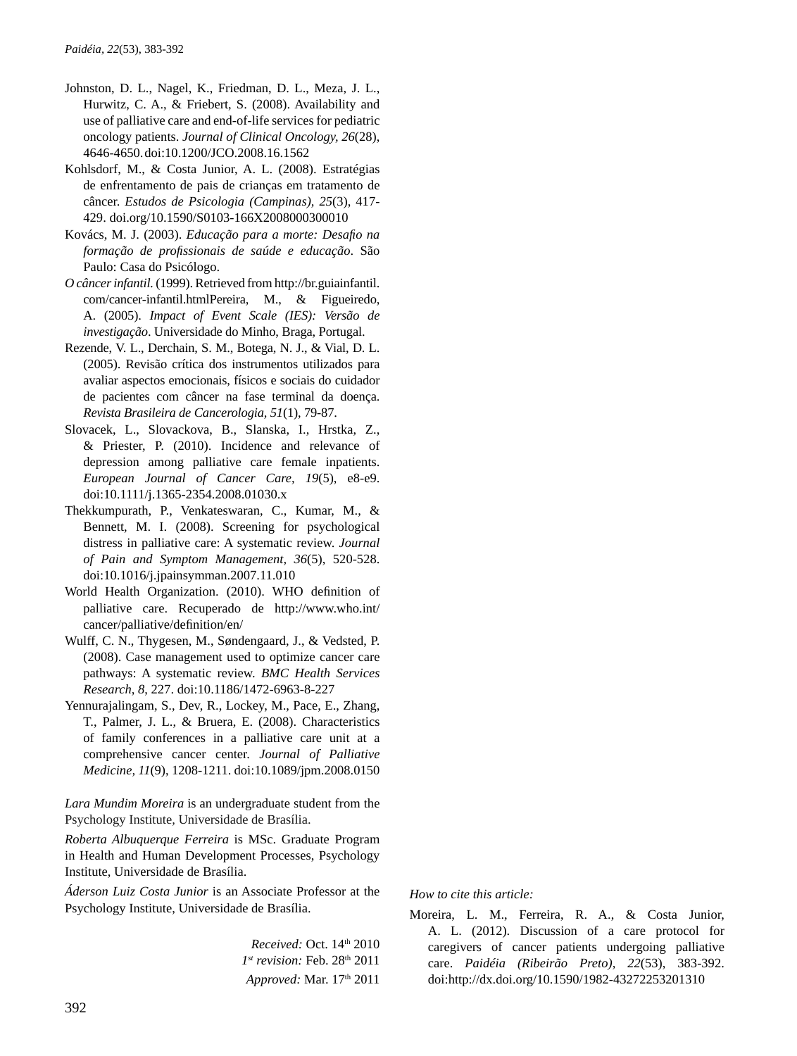Johnston, D. L., Nagel, K., Friedman, D. L., Meza, J. L., Hurwitz, C. A., & Friebert, S. (2008). Availability and use of palliative care and end-of-life services for pediatric oncology patients. *Journal of Clinical Oncology, 26*(28), 4646-4650. doi:10.1200/JCO.2008.16.1562

Kohlsdorf, M., & Costa Junior, A. L. (2008). Estratégias de enfrentamento de pais de crianças em tratamento de câncer. *Estudos de Psicologia (Campinas), 25*(3), 417-429. doi.org/10.1590/S0103-166X2008000300010

Kovács, M. J. (2003). *Educação para a morte: Desafio na formação de profissionais de saúde e educação*. São Paulo: Casa do Psicólogo.

*O câncer infantil.* (1999). Retrieved from http://br.guiainfantil.com/cancer-infantil.htmlPereira, M., & Figueiredo, A. (2005). *Impact of Event Scale (IES): Versão de investigação*. Universidade do Minho, Braga, Portugal.

Rezende, V. L., Derchain, S. M., Botega, N. J., & Vial, D. L. (2005). Revisão crítica dos instrumentos utilizados para avaliar aspectos emocionais, físicos e sociais do cuidador de pacientes com câncer na fase terminal da doença. *Revista Brasileira de Cancerologia, 51*(1), 79-87.

Slovacek, L., Slovackova, B., Slanska, I., Hrstka, Z., & Priester, P. (2010). Incidence and relevance of depression among palliative care female inpatients. *European Journal of Cancer Care, 19*(5), e8-e9. doi:10.1111/j.1365-2354.2008.01030.x

Thekkumpurath, P., Venkateswaran, C., Kumar, M., & Bennett, M. I. (2008). Screening for psychological distress in palliative care: A systematic review. *Journal of Pain and Symptom Management, 36*(5), 520-528. doi:10.1016/j.jpainsymman.2007.11.010

World Health Organization. (2010). WHO definition of palliative care. Recuperado de http://www.who.int/cancer/palliative/definition/en/

Wulff, C. N., Thygesen, M., Søndengaard, J., & Vedsted, P. (2008). Case management used to optimize cancer care pathways: A systematic review. *BMC Health Services Research, 8*, 227. doi:10.1186/1472-6963-8-227

Yennurajalingam, S., Dev, R., Lockey, M., Pace, E., Zhang, T., Palmer, J. L., & Bruera, E. (2008). Characteristics of family conferences in a palliative care unit at a comprehensive cancer center. *Journal of Palliative Medicine, 11*(9), 1208-1211. doi:10.1089/jpm.2008.0150

*Lara Mundim Moreira* is an undergraduate student from the Psychology Institute, Universidade de Brasília.

*Roberta Albuquerque Ferreira* is MSc. Graduate Program in Health and Human Development Processes, Psychology Institute, Universidade de Brasília.

*Áderson Luiz Costa Junior* is an Associate Professor at the Psychology Institute, Universidade de Brasília.

*Received:* Oct. 14th 2010
*1st revision:* Feb. 28th 2011
*Approved:* Mar. 17th 2011

*How to cite this article:*

Moreira, L. M., Ferreira, R. A., & Costa Junior, A. L. (2012). Discussion of a care protocol for caregivers of cancer patients undergoing palliative care. *Paidéia (Ribeirão Preto), 22*(53), 383-392. doi:http://dx.doi.org/10.1590/1982-43272253201310